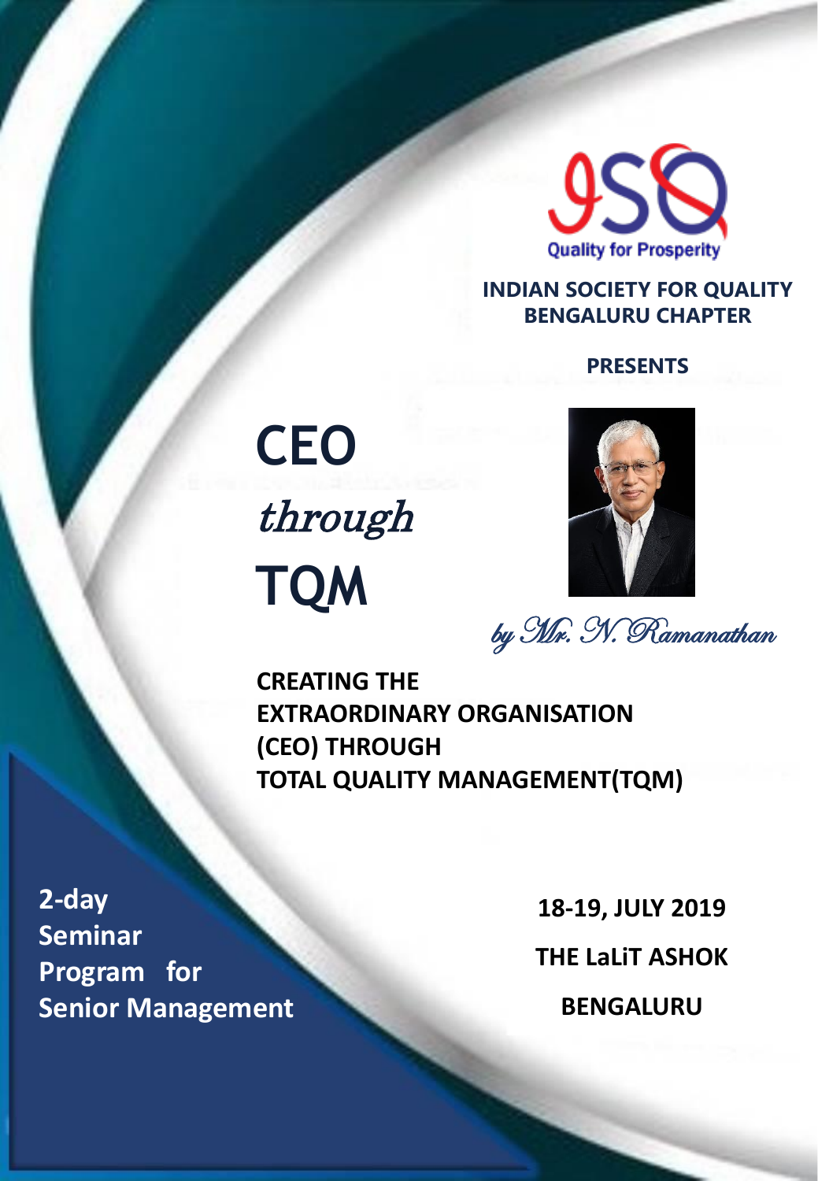ISQ

Quality for Prosperity

**INDIAN SOCIETY FOR QUALITY**
**BENGALURU CHAPTER**

**PRESENTS**

# CEO *through* TQM

*by Mr. N. Ramanathan*

**CREATING THE EXTRAORDINARY ORGANISATION (CEO) THROUGH TOTAL QUALITY MANAGEMENT(TQM)**

**2-day Seminar Program for Senior Management**

**18-19, JULY 2019**

**THE LaLiT ASHOK**

**BENGALURU**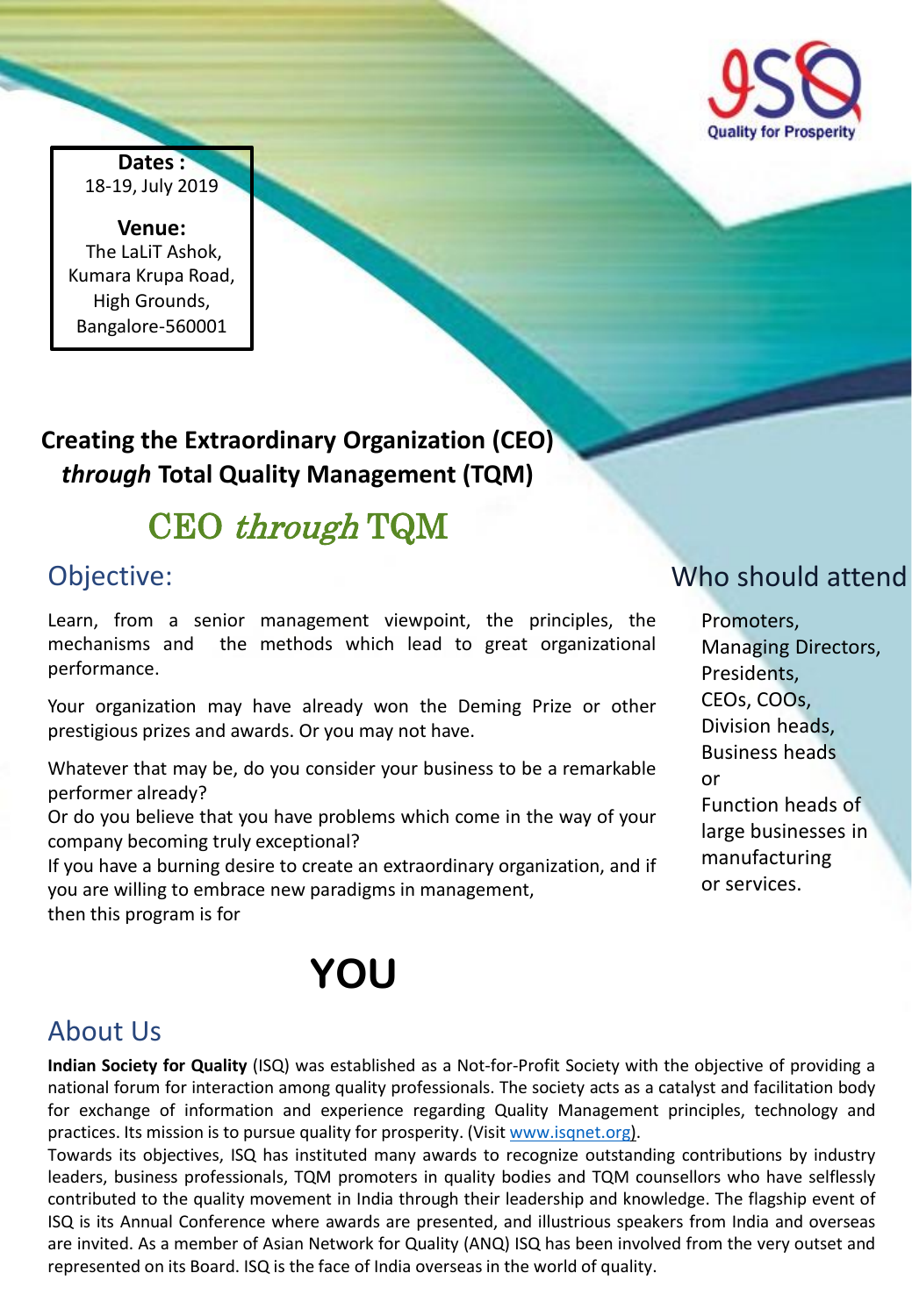ISQ Quality for Prosperity

**Dates :**
18-19, July 2019

**Venue:**
The LaLiT Ashok,
Kumara Krupa Road,
High Grounds,
Bangalore-560001

## Creating the Extraordinary Organization (CEO) *through* Total Quality Management (TQM)

# CEO *through* TQM

## Objective:

Learn, from a senior management viewpoint, the principles, the mechanisms and the methods which lead to great organizational performance.

Your organization may have already won the Deming Prize or other prestigious prizes and awards. Or you may not have.

Whatever that may be, do you consider your business to be a remarkable performer already?
Or do you believe that you have problems which come in the way of your company becoming truly exceptional?
If you have a burning desire to create an extraordinary organization, and if you are willing to embrace new paradigms in management,
then this program is for

# YOU

## Who should attend

Promoters,
Managing Directors,
Presidents,
CEOs, COOs,
Division heads,
Business heads
or
Function heads of large businesses in manufacturing or services.

## About Us

**Indian Society for Quality** (ISQ) was established as a Not-for-Profit Society with the objective of providing a national forum for interaction among quality professionals. The society acts as a catalyst and facilitation body for exchange of information and experience regarding Quality Management principles, technology and practices. Its mission is to pursue quality for prosperity. (Visit www.isqnet.org).

Towards its objectives, ISQ has instituted many awards to recognize outstanding contributions by industry leaders, business professionals, TQM promoters in quality bodies and TQM counsellors who have selflessly contributed to the quality movement in India through their leadership and knowledge. The flagship event of ISQ is its Annual Conference where awards are presented, and illustrious speakers from India and overseas are invited. As a member of Asian Network for Quality (ANQ) ISQ has been involved from the very outset and represented on its Board. ISQ is the face of India overseas in the world of quality.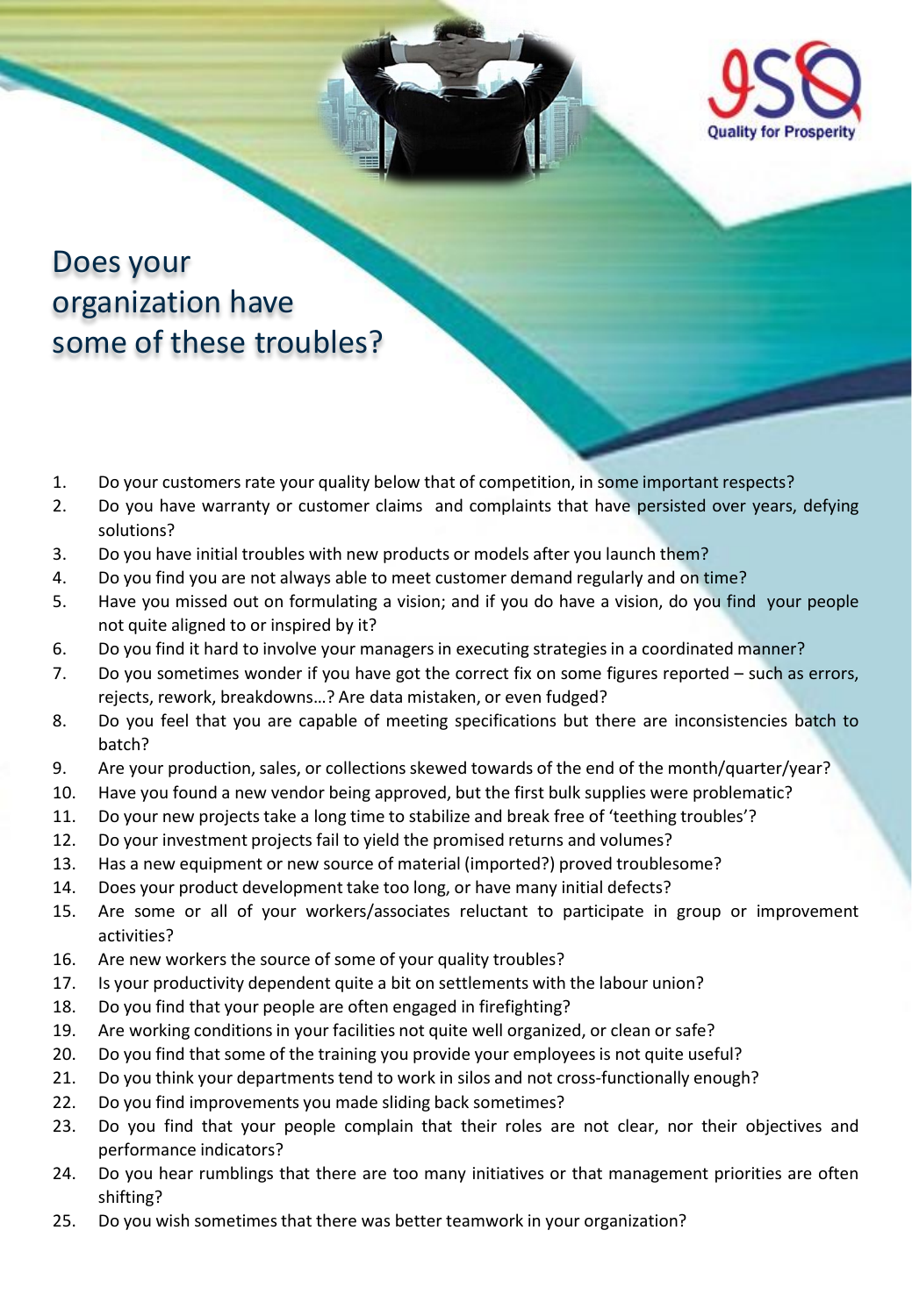# Does your organization have some of these troubles?

1. Do your customers rate your quality below that of competition, in some important respects?
2. Do you have warranty or customer claims and complaints that have persisted over years, defying solutions?
3. Do you have initial troubles with new products or models after you launch them?
4. Do you find you are not always able to meet customer demand regularly and on time?
5. Have you missed out on formulating a vision; and if you do have a vision, do you find your people not quite aligned to or inspired by it?
6. Do you find it hard to involve your managers in executing strategies in a coordinated manner?
7. Do you sometimes wonder if you have got the correct fix on some figures reported – such as errors, rejects, rework, breakdowns…? Are data mistaken, or even fudged?
8. Do you feel that you are capable of meeting specifications but there are inconsistencies batch to batch?
9. Are your production, sales, or collections skewed towards of the end of the month/quarter/year?
10. Have you found a new vendor being approved, but the first bulk supplies were problematic?
11. Do your new projects take a long time to stabilize and break free of 'teething troubles'?
12. Do your investment projects fail to yield the promised returns and volumes?
13. Has a new equipment or new source of material (imported?) proved troublesome?
14. Does your product development take too long, or have many initial defects?
15. Are some or all of your workers/associates reluctant to participate in group or improvement activities?
16. Are new workers the source of some of your quality troubles?
17. Is your productivity dependent quite a bit on settlements with the labour union?
18. Do you find that your people are often engaged in firefighting?
19. Are working conditions in your facilities not quite well organized, or clean or safe?
20. Do you find that some of the training you provide your employees is not quite useful?
21. Do you think your departments tend to work in silos and not cross-functionally enough?
22. Do you find improvements you made sliding back sometimes?
23. Do you find that your people complain that their roles are not clear, nor their objectives and performance indicators?
24. Do you hear rumblings that there are too many initiatives or that management priorities are often shifting?
25. Do you wish sometimes that there was better teamwork in your organization?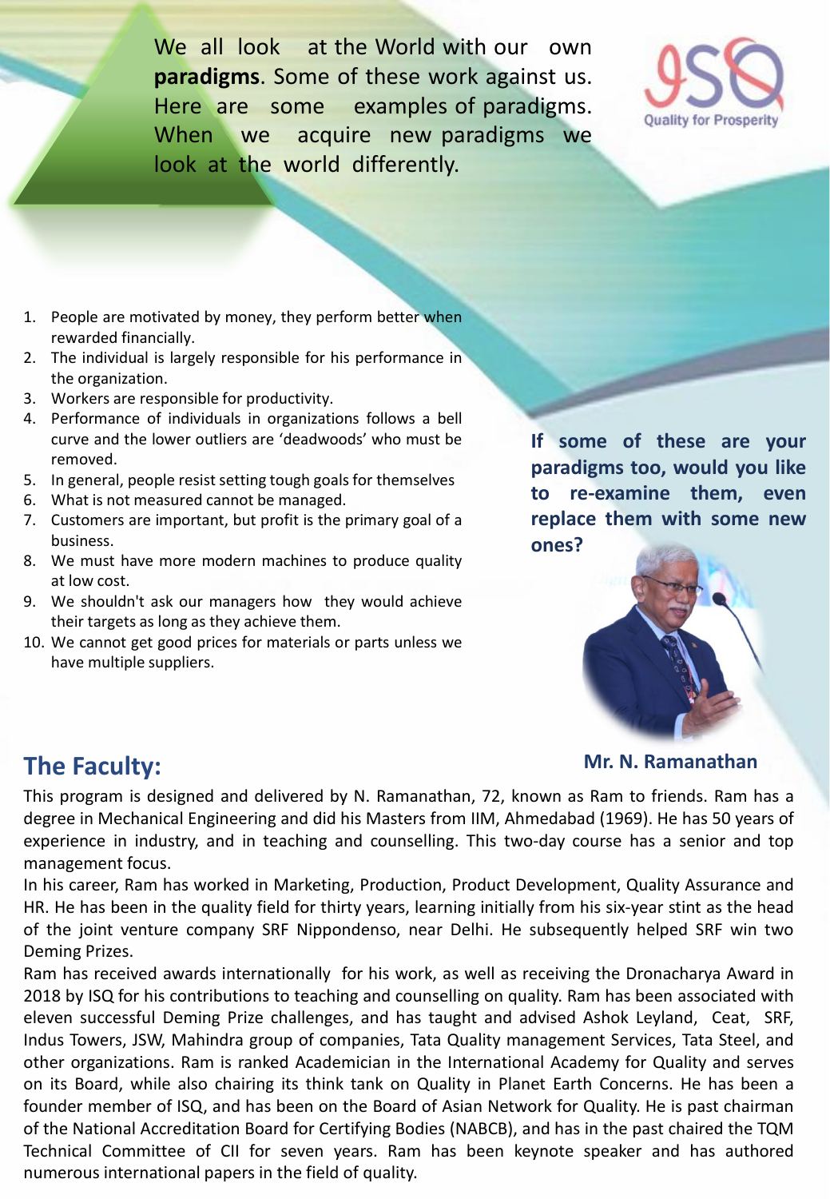We all look at the World with our own **paradigms**. Some of these work against us. Here are some examples of paradigms. When we acquire new paradigms we look at the world differently.

1. People are motivated by money, they perform better when rewarded financially.
2. The individual is largely responsible for his performance in the organization.
3. Workers are responsible for productivity.
4. Performance of individuals in organizations follows a bell curve and the lower outliers are 'deadwoods' who must be removed.
5. In general, people resist setting tough goals for themselves
6. What is not measured cannot be managed.
7. Customers are important, but profit is the primary goal of a business.
8. We must have more modern machines to produce quality at low cost.
9. We shouldn't ask our managers how they would achieve their targets as long as they achieve them.
10. We cannot get good prices for materials or parts unless we have multiple suppliers.

**If some of these are your paradigms too, would you like to re-examine them, even replace them with some new ones?**

**Mr. N. Ramanathan**

## The Faculty:

This program is designed and delivered by N. Ramanathan, 72, known as Ram to friends. Ram has a degree in Mechanical Engineering and did his Masters from IIM, Ahmedabad (1969). He has 50 years of experience in industry, and in teaching and counselling. This two-day course has a senior and top management focus.

In his career, Ram has worked in Marketing, Production, Product Development, Quality Assurance and HR. He has been in the quality field for thirty years, learning initially from his six-year stint as the head of the joint venture company SRF Nippondenso, near Delhi. He subsequently helped SRF win two Deming Prizes.

Ram has received awards internationally for his work, as well as receiving the Dronacharya Award in 2018 by ISQ for his contributions to teaching and counselling on quality. Ram has been associated with eleven successful Deming Prize challenges, and has taught and advised Ashok Leyland, Ceat, SRF, Indus Towers, JSW, Mahindra group of companies, Tata Quality management Services, Tata Steel, and other organizations. Ram is ranked Academician in the International Academy for Quality and serves on its Board, while also chairing its think tank on Quality in Planet Earth Concerns. He has been a founder member of ISQ, and has been on the Board of Asian Network for Quality. He is past chairman of the National Accreditation Board for Certifying Bodies (NABCB), and has in the past chaired the TQM Technical Committee of CII for seven years. Ram has been keynote speaker and has authored numerous international papers in the field of quality.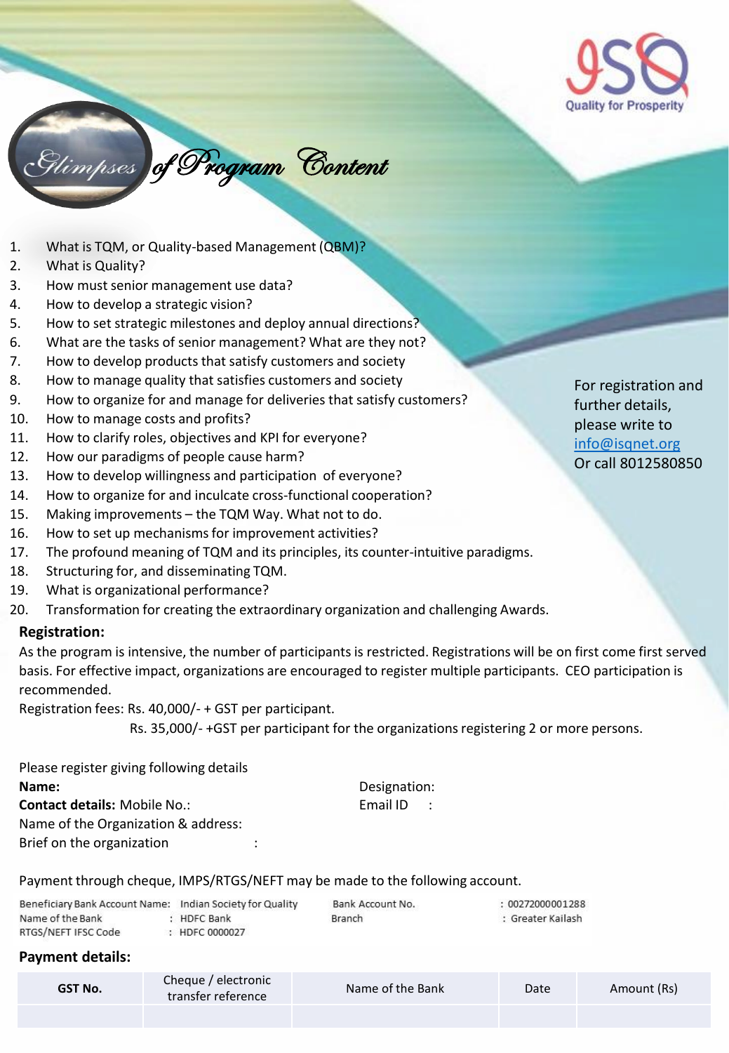ISQ Quality for Prosperity

# Glimpses of Program Content

1. What is TQM, or Quality-based Management (QBM)?
2. What is Quality?
3. How must senior management use data?
4. How to develop a strategic vision?
5. How to set strategic milestones and deploy annual directions?
6. What are the tasks of senior management? What are they not?
7. How to develop products that satisfy customers and society
8. How to manage quality that satisfies customers and society
9. How to organize for and manage for deliveries that satisfy customers?
10. How to manage costs and profits?
11. How to clarify roles, objectives and KPI for everyone?
12. How our paradigms of people cause harm?
13. How to develop willingness and participation of everyone?
14. How to organize for and inculcate cross-functional cooperation?
15. Making improvements – the TQM Way. What not to do.
16. How to set up mechanisms for improvement activities?
17. The profound meaning of TQM and its principles, its counter-intuitive paradigms.
18. Structuring for, and disseminating TQM.
19. What is organizational performance?
20. Transformation for creating the extraordinary organization and challenging Awards.

For registration and further details, please write to info@isqnet.org
Or call 8012580850

## Registration:

As the program is intensive, the number of participants is restricted. Registrations will be on first come first served basis. For effective impact, organizations are encouraged to register multiple participants. CEO participation is recommended.

Registration fees: Rs. 40,000/- + GST per participant.

Rs. 35,000/- +GST per participant for the organizations registering 2 or more persons.

Please register giving following details

**Name:** Designation:

**Contact details:** Mobile No.: Email ID :

Name of the Organization & address:

Brief on the organization :

Payment through cheque, IMPS/RTGS/NEFT may be made to the following account.

Beneficiary Bank Account Name: Indian Society for Quality
Name of the Bank : HDFC Bank
RTGS/NEFT IFSC Code : HDFC 0000027
Bank Account No. : 00272000001288
Branch : Greater Kailash

## Payment details:

| GST No. | Cheque / electronic transfer reference | Name of the Bank | Date | Amount (Rs) |
|---|---|---|---|---|
| | | | | |